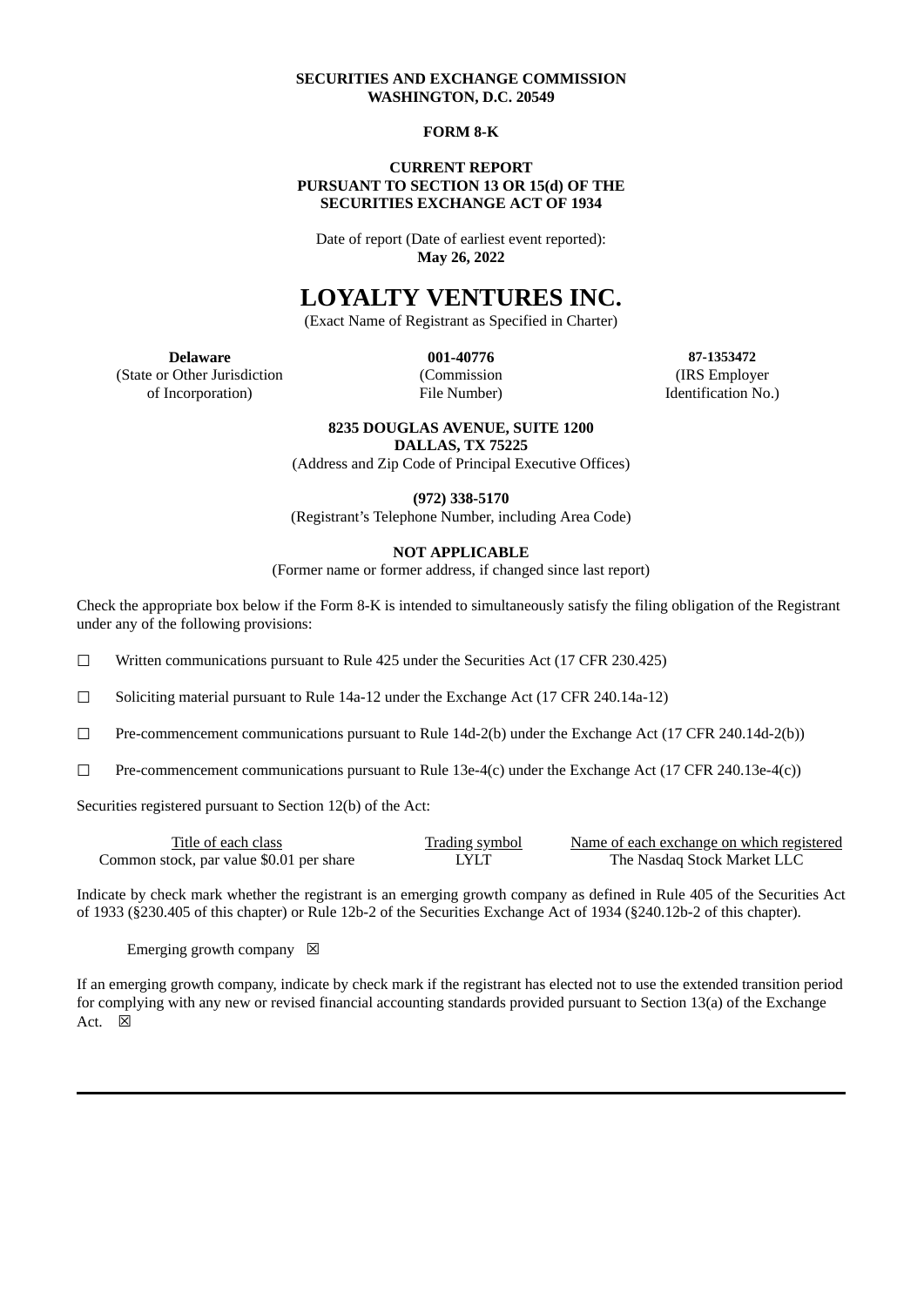**SECURITIES AND EXCHANGE COMMISSION**
**WASHINGTON, D.C. 20549**

**FORM 8-K**

**CURRENT REPORT**
**PURSUANT TO SECTION 13 OR 15(d) OF THE**
**SECURITIES EXCHANGE ACT OF 1934**

Date of report (Date of earliest event reported):
**May 26, 2022**

# LOYALTY VENTURES INC.

(Exact Name of Registrant as Specified in Charter)

| **Delaware** | **001-40776** | **87-1353472** |
|---|---|---|
| (State or Other Jurisdiction of Incorporation) | (Commission File Number) | (IRS Employer Identification No.) |

**8235 DOUGLAS AVENUE, SUITE 1200**
**DALLAS, TX 75225**
(Address and Zip Code of Principal Executive Offices)

**(972) 338-5170**
(Registrant's Telephone Number, including Area Code)

**NOT APPLICABLE**
(Former name or former address, if changed since last report)

Check the appropriate box below if the Form 8-K is intended to simultaneously satisfy the filing obligation of the Registrant under any of the following provisions:

☐ Written communications pursuant to Rule 425 under the Securities Act (17 CFR 230.425)

☐ Soliciting material pursuant to Rule 14a-12 under the Exchange Act (17 CFR 240.14a-12)

☐ Pre-commencement communications pursuant to Rule 14d-2(b) under the Exchange Act (17 CFR 240.14d-2(b))

☐ Pre-commencement communications pursuant to Rule 13e-4(c) under the Exchange Act (17 CFR 240.13e-4(c))

Securities registered pursuant to Section 12(b) of the Act:

| Title of each class | Trading symbol | Name of each exchange on which registered |
|---|---|---|
| Common stock, par value $0.01 per share | LYLT | The Nasdaq Stock Market LLC |

Indicate by check mark whether the registrant is an emerging growth company as defined in Rule 405 of the Securities Act of 1933 (§230.405 of this chapter) or Rule 12b-2 of the Securities Exchange Act of 1934 (§240.12b-2 of this chapter).

Emerging growth company ☒

If an emerging growth company, indicate by check mark if the registrant has elected not to use the extended transition period for complying with any new or revised financial accounting standards provided pursuant to Section 13(a) of the Exchange Act. ☒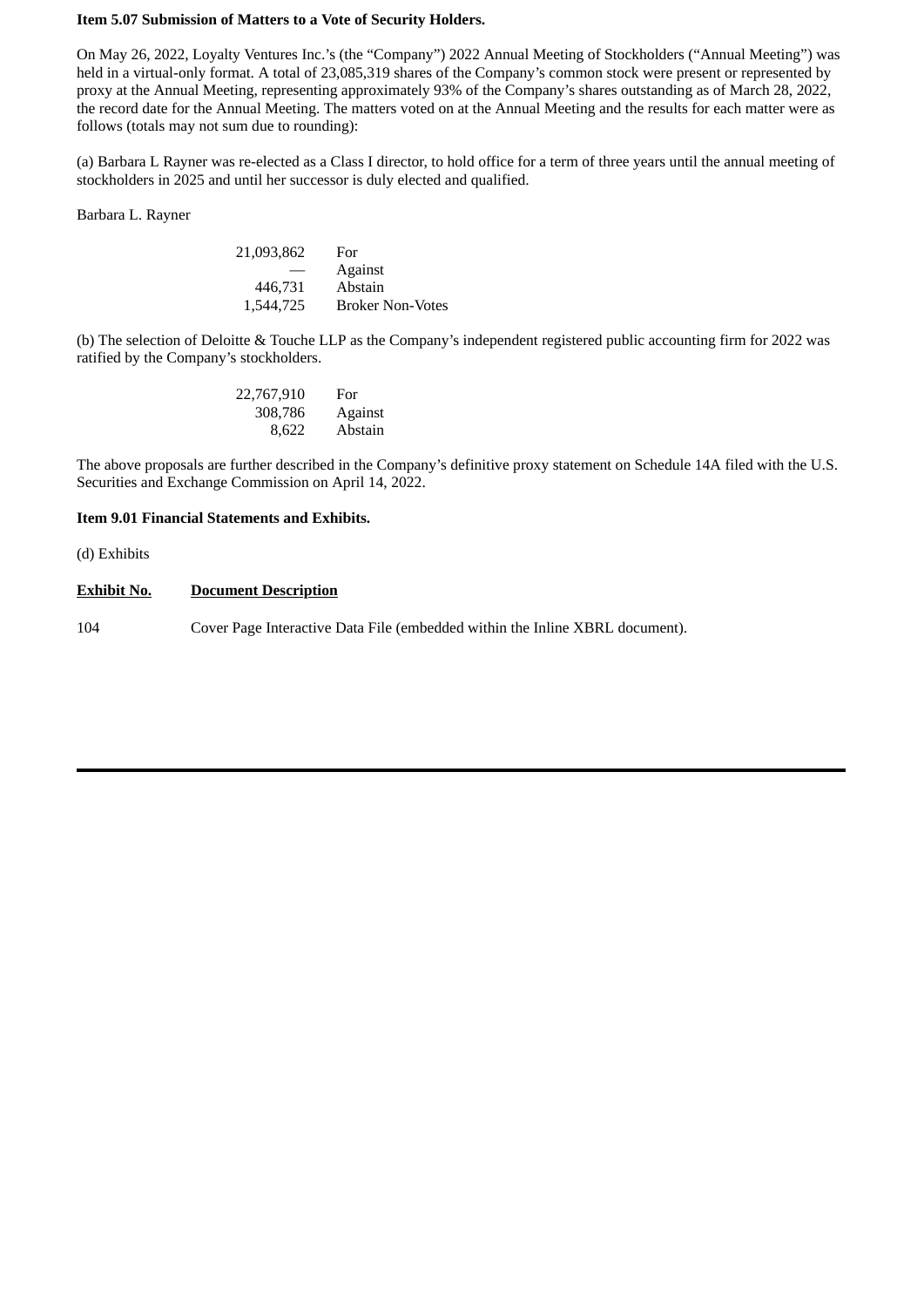**Item 5.07 Submission of Matters to a Vote of Security Holders.**

On May 26, 2022, Loyalty Ventures Inc.'s (the "Company") 2022 Annual Meeting of Stockholders ("Annual Meeting") was held in a virtual-only format. A total of 23,085,319 shares of the Company's common stock were present or represented by proxy at the Annual Meeting, representing approximately 93% of the Company's shares outstanding as of March 28, 2022, the record date for the Annual Meeting. The matters voted on at the Annual Meeting and the results for each matter were as follows (totals may not sum due to rounding):

(a) Barbara L Rayner was re-elected as a Class I director, to hold office for a term of three years until the annual meeting of stockholders in 2025 and until her successor is duly elected and qualified.

Barbara L. Rayner

| | |
|---:|---|
| 21,093,862 | For |
| — | Against |
| 446,731 | Abstain |
| 1,544,725 | Broker Non-Votes |

(b) The selection of Deloitte & Touche LLP as the Company's independent registered public accounting firm for 2022 was ratified by the Company's stockholders.

| | |
|---:|---|
| 22,767,910 | For |
| 308,786 | Against |
| 8,622 | Abstain |

The above proposals are further described in the Company's definitive proxy statement on Schedule 14A filed with the U.S. Securities and Exchange Commission on April 14, 2022.

**Item 9.01 Financial Statements and Exhibits.**

(d) Exhibits

| Exhibit No. | Document Description |
|---|---|
| 104 | Cover Page Interactive Data File (embedded within the Inline XBRL document). |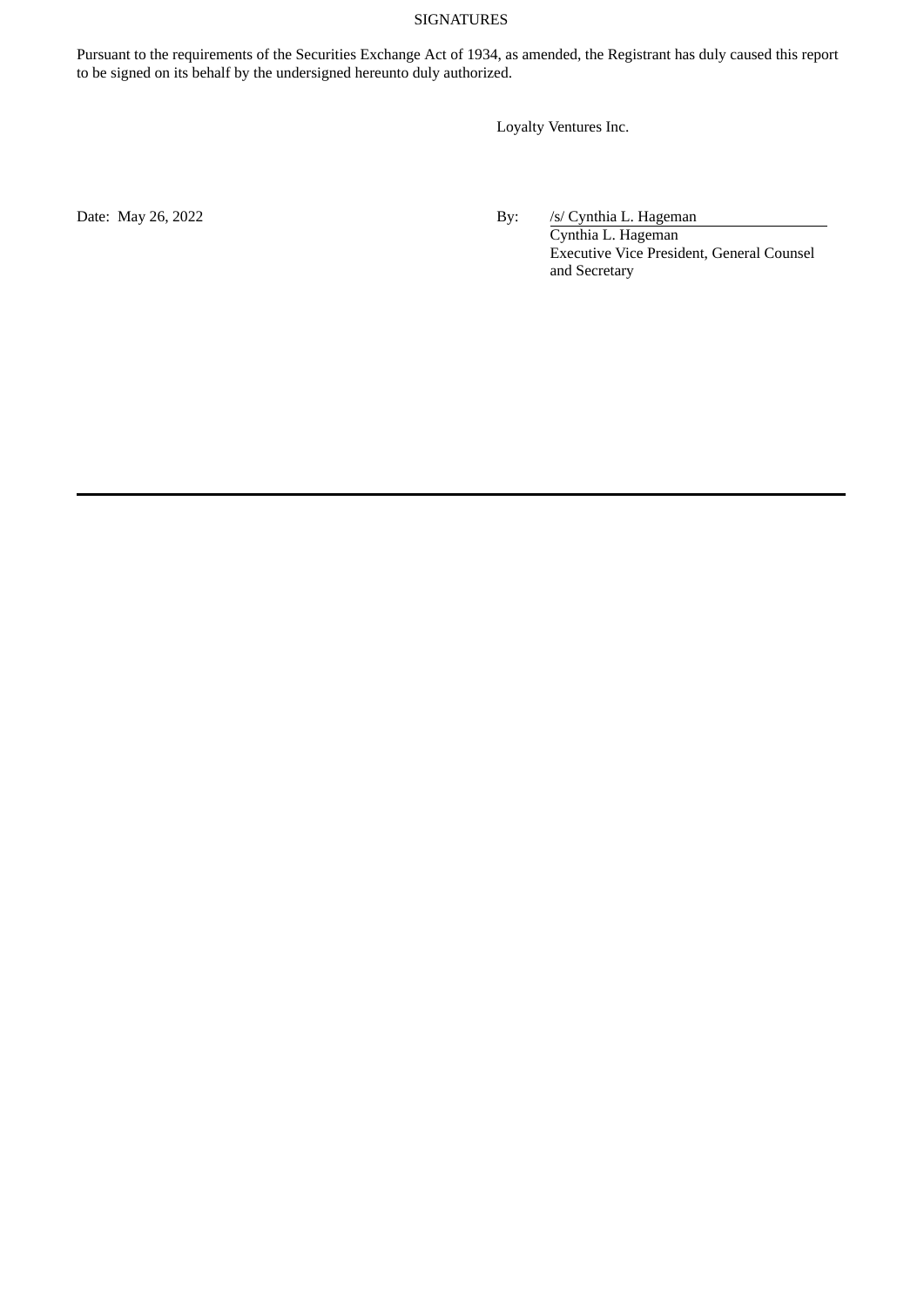SIGNATURES

Pursuant to the requirements of the Securities Exchange Act of 1934, as amended, the Registrant has duly caused this report to be signed on its behalf by the undersigned hereunto duly authorized.

Loyalty Ventures Inc.

Date: May 26, 2022

By: /s/ Cynthia L. Hageman
Cynthia L. Hageman
Executive Vice President, General Counsel and Secretary